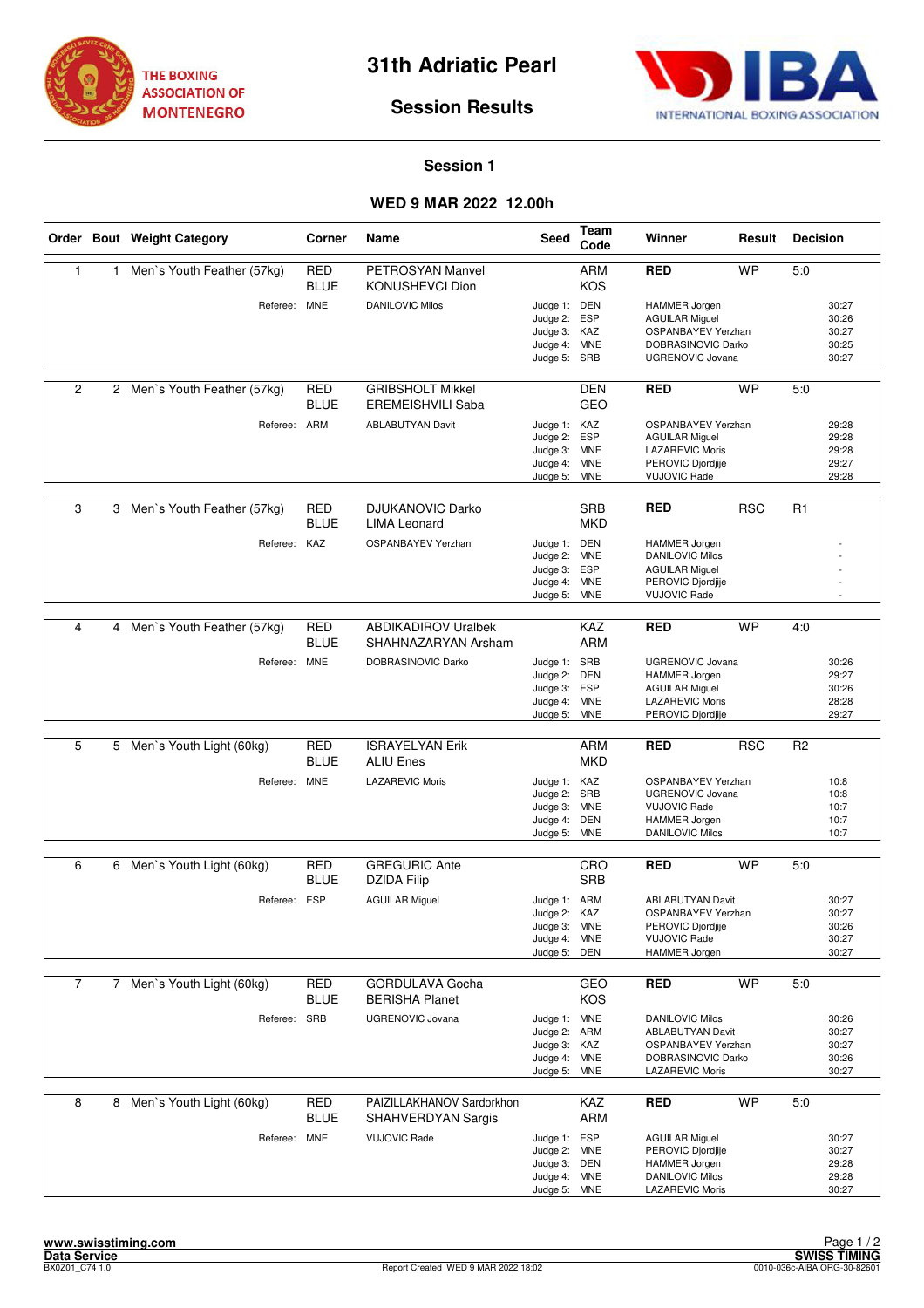# 31th Adriatic Pearl

## Session Results

THE BOXING ASSOCIATION OF MONTENEGRO

IBA INTERNATIONAL BOXING ASSOCIATION

### Session 1

### WED 9 MAR 2022 12.00h

| Order | Bout | Weight Category | Corner | Name | Seed | Team Code | Winner | Result | Decision |
|---|---|---|---|---|---|---|---|---|---|
| 1 | 1 | Men`s Youth Feather (57kg) | RED<br>BLUE | PETROSYAN Manvel<br>KONUSHEVCI Dion | | ARM<br>KOS | RED | WP | 5:0 |
| | | Referee: | MNE | DANILOVIC Milos | Judge 1:<br>Judge 2:<br>Judge 3:<br>Judge 4:<br>Judge 5: | DEN<br>ESP<br>KAZ<br>MNE<br>SRB | HAMMER Jorgen<br>AGUILAR Miguel<br>OSPANBAYEV Yerzhan<br>DOBRASINOVIC Darko<br>UGRENOVIC Jovana | | 30:27<br>30:26<br>30:27<br>30:25<br>30:27 |
| 2 | 2 | Men`s Youth Feather (57kg) | RED<br>BLUE | GRIBSHOLT Mikkel<br>EREMEISHVILI Saba | | DEN<br>GEO | RED | WP | 5:0 |
| | | Referee: | ARM | ABLABUTYAN Davit | Judge 1:<br>Judge 2:<br>Judge 3:<br>Judge 4:<br>Judge 5: | KAZ<br>ESP<br>MNE<br>MNE<br>MNE | OSPANBAYEV Yerzhan<br>AGUILAR Miguel<br>LAZAREVIC Moris<br>PEROVIC Djordjije<br>VUJOVIC Rade | | 29:28<br>29:28<br>29:28<br>29:27<br>29:28 |
| 3 | 3 | Men`s Youth Feather (57kg) | RED<br>BLUE | DJUKANOVIC Darko<br>LIMA Leonard | | SRB<br>MKD | RED | RSC | R1 |
| | | Referee: | KAZ | OSPANBAYEV Yerzhan | Judge 1:<br>Judge 2:<br>Judge 3:<br>Judge 4:<br>Judge 5: | DEN<br>MNE<br>ESP<br>MNE<br>MNE | HAMMER Jorgen<br>DANILOVIC Milos<br>AGUILAR Miguel<br>PEROVIC Djordjije<br>VUJOVIC Rade | | -<br>-<br>-<br>-<br>- |
| 4 | 4 | Men`s Youth Feather (57kg) | RED<br>BLUE | ABDIKADIROV Uralbek<br>SHAHNAZARYAN Arsham | | KAZ<br>ARM | RED | WP | 4:0 |
| | | Referee: | MNE | DOBRASINOVIC Darko | Judge 1:<br>Judge 2:<br>Judge 3:<br>Judge 4:<br>Judge 5: | SRB<br>DEN<br>ESP<br>MNE<br>MNE | UGRENOVIC Jovana<br>HAMMER Jorgen<br>AGUILAR Miguel<br>LAZAREVIC Moris<br>PEROVIC Djordjije | | 30:26<br>29:27<br>30:26<br>28:28<br>29:27 |
| 5 | 5 | Men`s Youth Light (60kg) | RED<br>BLUE | ISRAYELYAN Erik<br>ALIU Enes | | ARM<br>MKD | RED | RSC | R2 |
| | | Referee: | MNE | LAZAREVIC Moris | Judge 1:<br>Judge 2:<br>Judge 3:<br>Judge 4:<br>Judge 5: | KAZ<br>SRB<br>MNE<br>DEN<br>MNE | OSPANBAYEV Yerzhan<br>UGRENOVIC Jovana<br>VUJOVIC Rade<br>HAMMER Jorgen<br>DANILOVIC Milos | | 10:8<br>10:8<br>10:7<br>10:7<br>10:7 |
| 6 | 6 | Men`s Youth Light (60kg) | RED<br>BLUE | GREGURIC Ante<br>DZIDA Filip | | CRO<br>SRB | RED | WP | 5:0 |
| | | Referee: | ESP | AGUILAR Miguel | Judge 1:<br>Judge 2:<br>Judge 3:<br>Judge 4:<br>Judge 5: | ARM<br>KAZ<br>MNE<br>MNE<br>DEN | ABLABUTYAN Davit<br>OSPANBAYEV Yerzhan<br>PEROVIC Djordjije<br>VUJOVIC Rade<br>HAMMER Jorgen | | 30:27<br>30:27<br>30:26<br>30:27<br>30:27 |
| 7 | 7 | Men`s Youth Light (60kg) | RED<br>BLUE | GORDULAVA Gocha<br>BERISHA Planet | | GEO<br>KOS | RED | WP | 5:0 |
| | | Referee: | SRB | UGRENOVIC Jovana | Judge 1:<br>Judge 2:<br>Judge 3:<br>Judge 4:<br>Judge 5: | MNE<br>ARM<br>KAZ<br>MNE<br>MNE | DANILOVIC Milos<br>ABLABUTYAN Davit<br>OSPANBAYEV Yerzhan<br>DOBRASINOVIC Darko<br>LAZAREVIC Moris | | 30:26<br>30:27<br>30:27<br>30:26<br>30:27 |
| 8 | 8 | Men`s Youth Light (60kg) | RED<br>BLUE | PAIZILLAKHANOV Sardorkhon<br>SHAHVERDYAN Sargis | | KAZ<br>ARM | RED | WP | 5:0 |
| | | Referee: | MNE | VUJOVIC Rade | Judge 1:<br>Judge 2:<br>Judge 3:<br>Judge 4:<br>Judge 5: | ESP<br>MNE<br>DEN<br>MNE<br>MNE | AGUILAR Miguel<br>PEROVIC Djordjije<br>HAMMER Jorgen<br>DANILOVIC Milos<br>LAZAREVIC Moris | | 30:27<br>30:27<br>29:28<br>29:28<br>30:27 |

www.swisstiming.com
Data Service
BX0Z01_C74 1.0

Report Created WED 9 MAR 2022 18:02

SWISS TIMING
0010-036c-AIBA.ORG-30-82601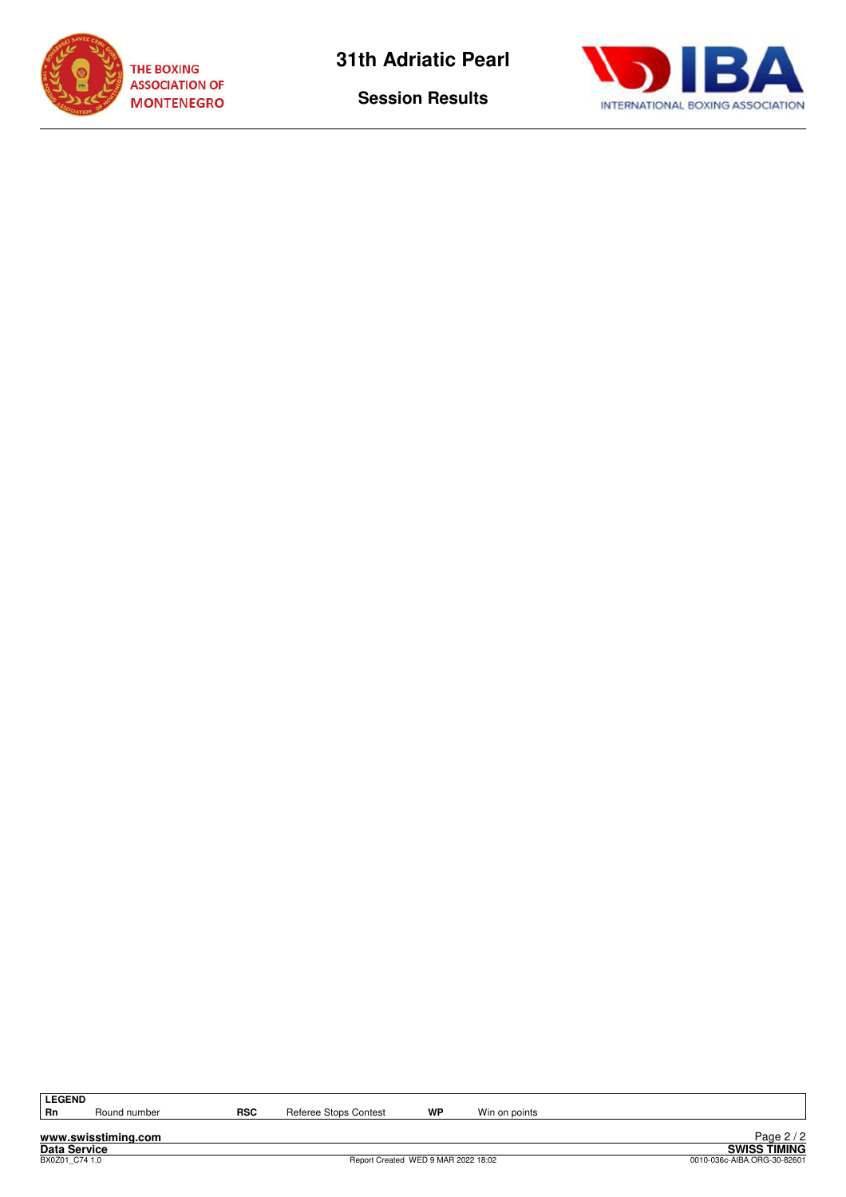| LEGEND | | | | | |
|---|---|---|---|---|---|
| Rn | Round number | RSC | Referee Stops Contest | WP | Win on points |